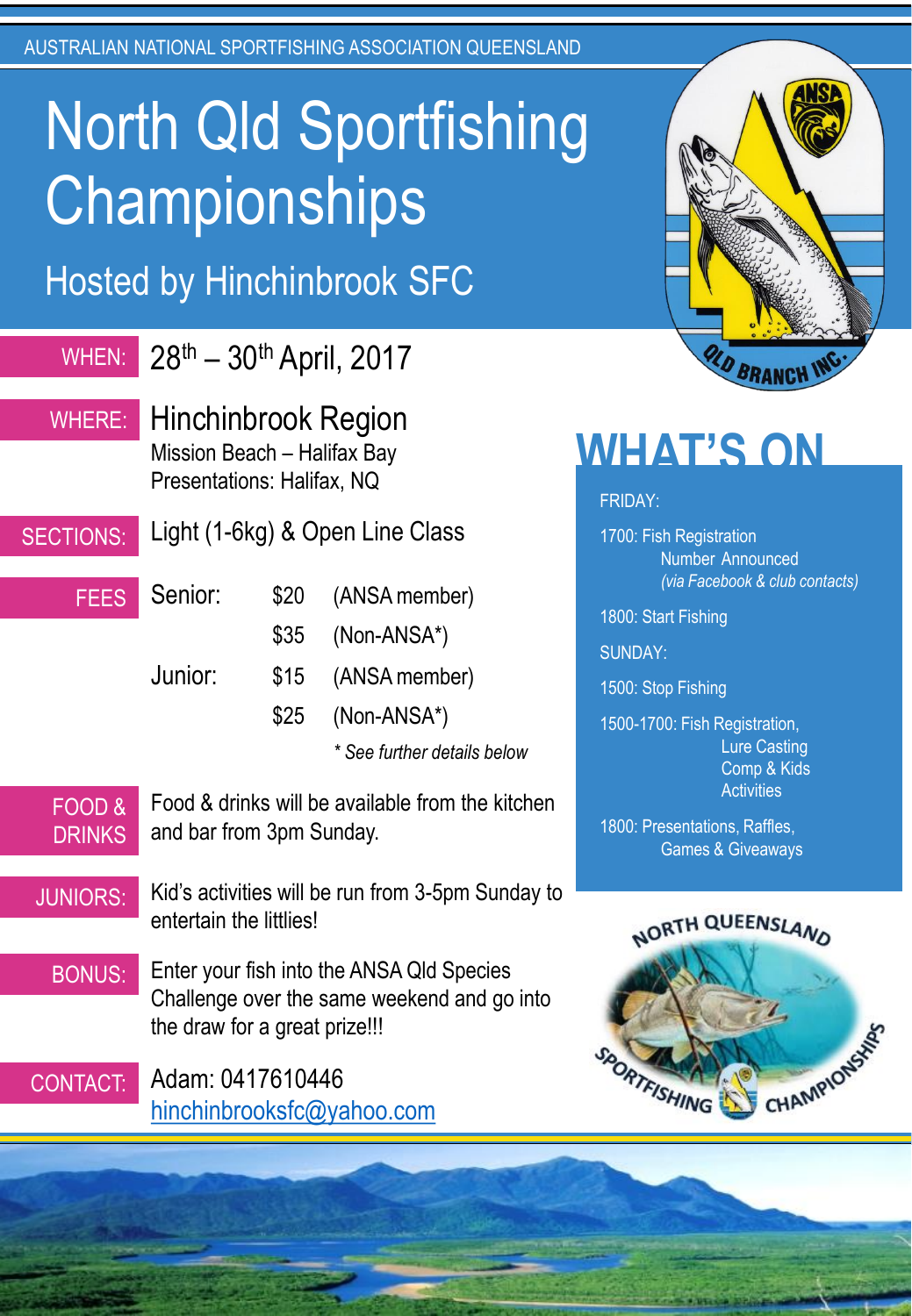AUSTRALIAN NATIONAL SPORTFISHING ASSOCIATION QUEENSLAND

# North Qld Sportfishing Championships

## Hosted by Hinchinbrook SFC

**WHEN:** 28th – 30th April, 2017

**WHERE:** Hinchinbrook Region
Mission Beach – Halifax Bay
Presentations: Halifax, NQ

**SECTIONS:** Light (1-6kg) & Open Line Class

**FEES**

| | | |
|---|---|---|
| Senior: | $20 | (ANSA member) |
| | $35 | (Non-ANSA*) |
| Junior: | $15 | (ANSA member) |
| | $25 | (Non-ANSA*) |

*\* See further details below*

**FOOD & DRINKS:** Food & drinks will be available from the kitchen and bar from 3pm Sunday.

**JUNIORS:** Kid's activities will be run from 3-5pm Sunday to entertain the littlies!

**BONUS:** Enter your fish into the ANSA Qld Species Challenge over the same weekend and go into the draw for a great prize!!!

**CONTACT:** Adam: 0417610446
hinchinbrooksfc@yahoo.com

## WHAT'S ON

FRIDAY:

1700: Fish Registration
Number Announced
*(via Facebook & club contacts)*

1800: Start Fishing

SUNDAY:

1500: Stop Fishing

1500-1700: Fish Registration, Lure Casting Comp & Kids Activities

1800: Presentations, Raffles, Games & Giveaways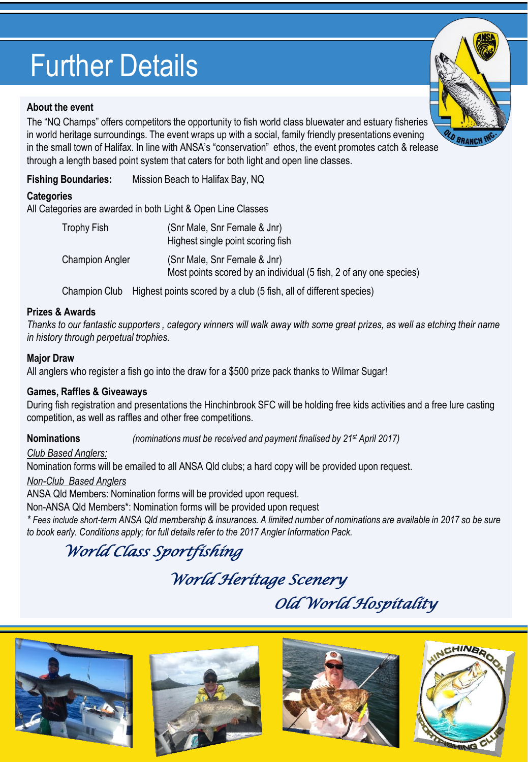# Further Details

**About the event**

The "NQ Champs" offers competitors the opportunity to fish world class bluewater and estuary fisheries in world heritage surroundings. The event wraps up with a social, family friendly presentations evening in the small town of Halifax. In line with ANSA's "conservation" ethos, the event promotes catch & release through a length based point system that caters for both light and open line classes.

**Fishing Boundaries:** Mission Beach to Halifax Bay, NQ

**Categories**

All Categories are awarded in both Light & Open Line Classes

| | |
|---|---|
| Trophy Fish | (Snr Male, Snr Female & Jnr) Highest single point scoring fish |
| Champion Angler | (Snr Male, Snr Female & Jnr) Most points scored by an individual (5 fish, 2 of any one species) |
| Champion Club | Highest points scored by a club (5 fish, all of different species) |

**Prizes & Awards**

*Thanks to our fantastic supporters , category winners will walk away with some great prizes, as well as etching their name in history through perpetual trophies.*

**Major Draw**

All anglers who register a fish go into the draw for a $500 prize pack thanks to Wilmar Sugar!

**Games, Raffles & Giveaways**

During fish registration and presentations the Hinchinbrook SFC will be holding free kids activities and a free lure casting competition, as well as raffles and other free competitions.

**Nominations** *(nominations must be received and payment finalised by 21st April 2017)*

Club Based Anglers:

Nomination forms will be emailed to all ANSA Qld clubs; a hard copy will be provided upon request.

Non-Club Based Anglers

ANSA Qld Members: Nomination forms will be provided upon request.

Non-ANSA Qld Members*: Nomination forms will be provided upon request

*\* Fees include short-term ANSA Qld membership & insurances. A limited number of nominations are available in 2017 so be sure to book early. Conditions apply; for full details refer to the 2017 Angler Information Pack.*

*World Class Sportfishing*

*World Heritage Scenery*

*Old World Hospitality*